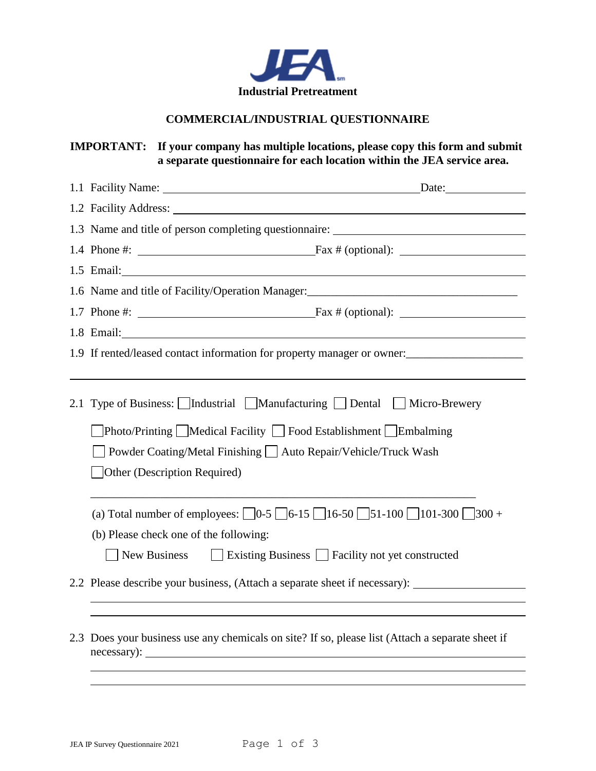**Industrial Pretreatment**

# COMMERCIAL/INDUSTRIAL QUESTIONNAIRE

**IMPORTANT: If your company has multiple locations, please copy this form and submit a separate questionnaire for each location within the JEA service area.**

1.1 Facility Name: ______________________________ Date: __________

1.2 Facility Address: ______________________________

1.3 Name and title of person completing questionnaire: ______________________________

1.4 Phone #: ____________________ Fax # (optional): ____________________

1.5 Email: ______________________________

1.6 Name and title of Facility/Operation Manager: ______________________________

1.7 Phone #: ____________________ Fax # (optional): ____________________

1.8 Email: ______________________________

1.9 If rented/leased contact information for property manager or owner: ____________________

---

2.1 Type of Business: ☐ Industrial ☐ Manufacturing ☐ Dental ☐ Micro-Brewery

☐ Photo/Printing ☐ Medical Facility ☐ Food Establishment ☐ Embalming

☐ Powder Coating/Metal Finishing ☐ Auto Repair/Vehicle/Truck Wash

☐ Other (Description Required)

______________________________

(a) Total number of employees: ☐ 0-5 ☐ 6-15 ☐ 16-50 ☐ 51-100 ☐ 101-300 ☐ 300 +

(b) Please check one of the following:

☐ New Business ☐ Existing Business ☐ Facility not yet constructed

2.2 Please describe your business, (Attach a separate sheet if necessary): ____________________

______________________________

______________________________

2.3 Does your business use any chemicals on site? If so, please list (Attach a separate sheet if necessary): ______________________________

______________________________

______________________________

JEA IP Survey Questionnaire 2021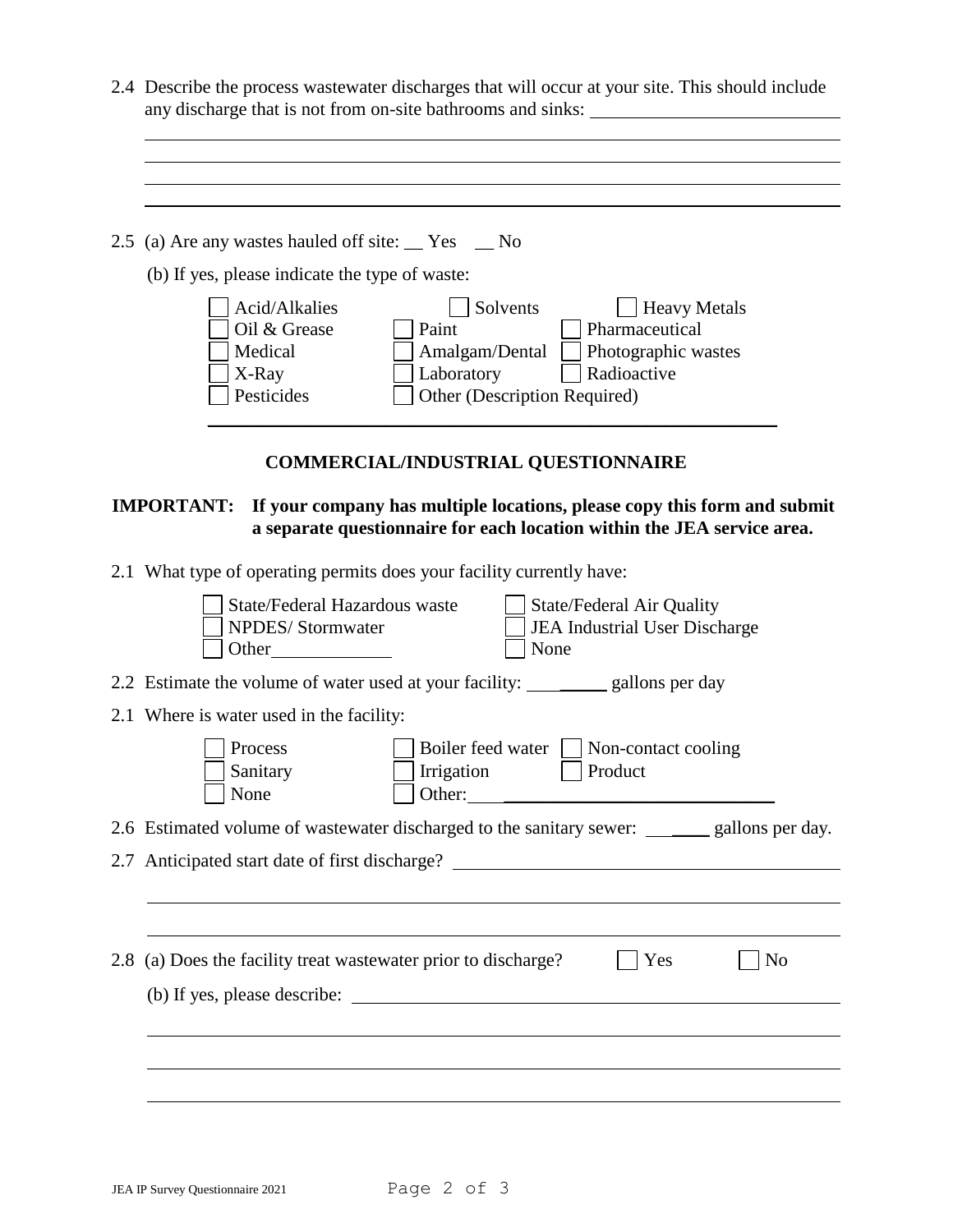2.4 Describe the process wastewater discharges that will occur at your site. This should include any discharge that is not from on-site bathrooms and sinks: ____________________

____________________

____________________

____________________

____________________

2.5 (a) Are any wastes hauled off site: __ Yes __ No

(b) If yes, please indicate the type of waste:

- ☐ Acid/Alkalies
- ☐ Solvents
- ☐ Heavy Metals
- ☐ Oil & Grease
- ☐ Paint
- ☐ Pharmaceutical
- ☐ Medical
- ☐ Amalgam/Dental
- ☐ Photographic wastes
- ☐ X-Ray
- ☐ Laboratory
- ☐ Radioactive
- ☐ Pesticides
- ☐ Other (Description Required)

____________________

## COMMERCIAL/INDUSTRIAL QUESTIONNAIRE

**IMPORTANT: If your company has multiple locations, please copy this form and submit a separate questionnaire for each location within the JEA service area.**

2.1 What type of operating permits does your facility currently have:

- ☐ State/Federal Hazardous waste
- ☐ State/Federal Air Quality
- ☐ NPDES/ Stormwater
- ☐ JEA Industrial User Discharge
- ☐ Other____________
- ☐ None

2.2 Estimate the volume of water used at your facility: __________ gallons per day

2.1 Where is water used in the facility:

- ☐ Process
- ☐ Boiler feed water
- ☐ Non-contact cooling
- ☐ Sanitary
- ☐ Irrigation
- ☐ Product
- ☐ None
- ☐ Other:____________________

2.6 Estimated volume of wastewater discharged to the sanitary sewer: ________ gallons per day.

2.7 Anticipated start date of first discharge? ____________________

____________________

____________________

2.8 (a) Does the facility treat wastewater prior to discharge? ☐ Yes ☐ No

(b) If yes, please describe: ____________________

____________________

____________________

____________________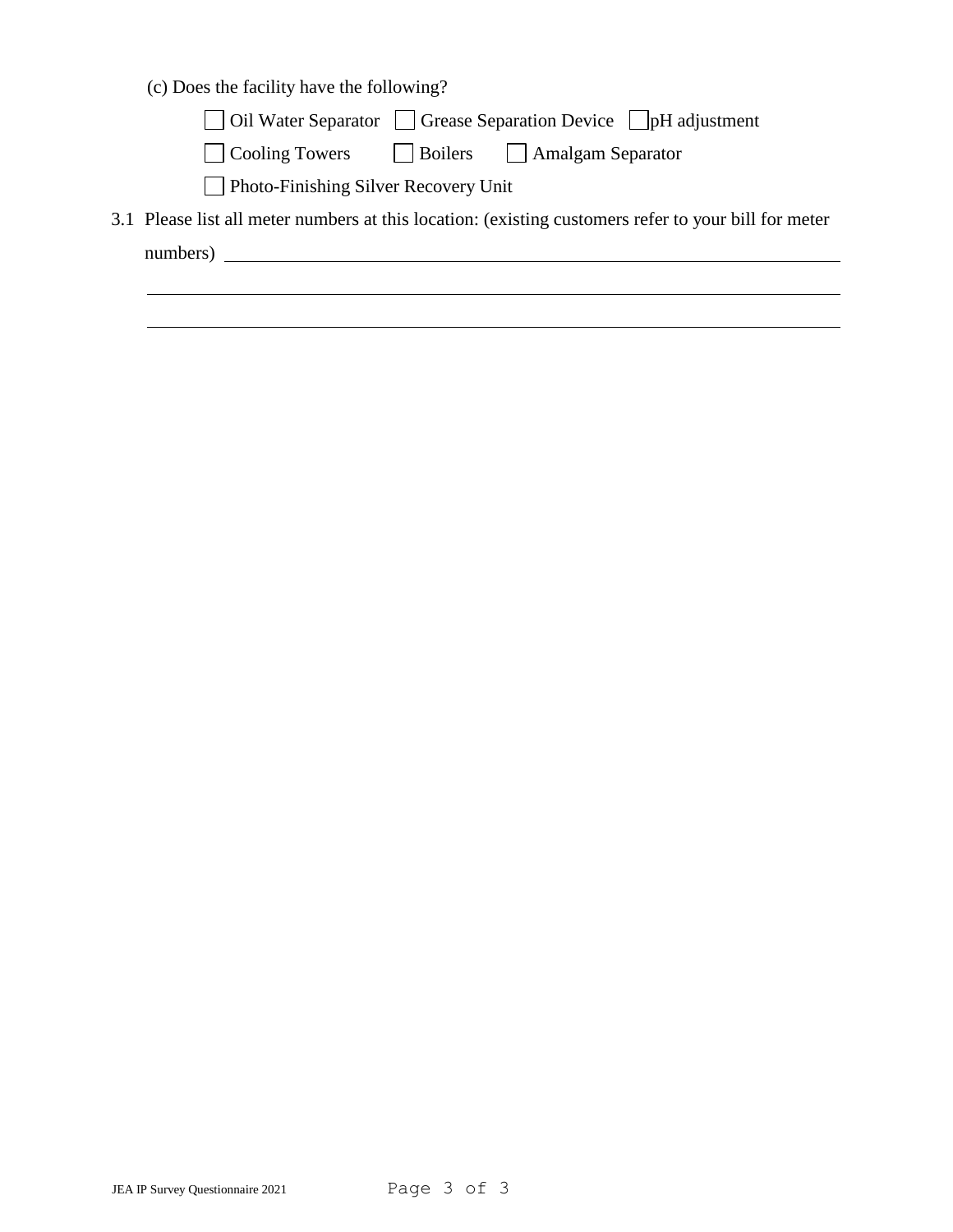(c) Does the facility have the following?

- ☐ Oil Water Separator ☐ Grease Separation Device ☐ pH adjustment
- ☐ Cooling Towers ☐ Boilers ☐ Amalgam Separator
- ☐ Photo-Finishing Silver Recovery Unit

3.1 Please list all meter numbers at this location: (existing customers refer to your bill for meter numbers) ______________________________________________

______________________________________________

______________________________________________